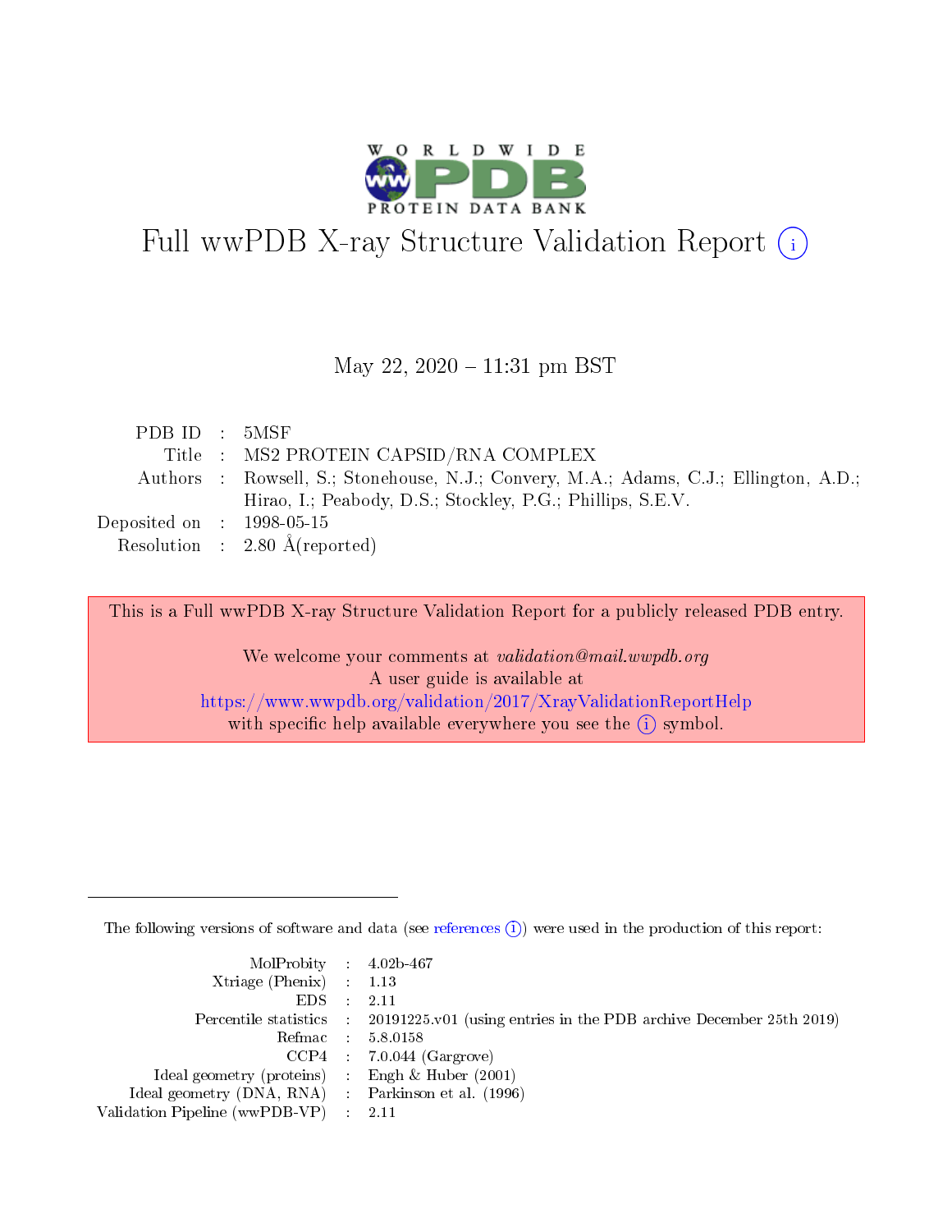# Full wwPDB X-ray Structure Validation Report (i)

May 22, 2020 – 11:31 pm BST

| | | |
|---|---|---|
| PDB ID | : | 5MSF |
| Title | : | MS2 PROTEIN CAPSID/RNA COMPLEX |
| Authors | : | Rowsell, S.; Stonehouse, N.J.; Convery, M.A.; Adams, C.J.; Ellington, A.D.; Hirao, I.; Peabody, D.S.; Stockley, P.G.; Phillips, S.E.V. |
| Deposited on | : | 1998-05-15 |
| Resolution | : | 2.80 Å(reported) |

This is a Full wwPDB X-ray Structure Validation Report for a publicly released PDB entry.

We welcome your comments at *validation@mail.wwpdb.org*
A user guide is available at
https://www.wwpdb.org/validation/2017/XrayValidationReportHelp
with specific help available everywhere you see the (i) symbol.

---

The following versions of software and data (see references (i)) were used in the production of this report:

| | | |
|---|---|---|
| MolProbity | : | 4.02b-467 |
| Xtriage (Phenix) | : | 1.13 |
| EDS | : | 2.11 |
| Percentile statistics | : | 20191225.v01 (using entries in the PDB archive December 25th 2019) |
| Refmac | : | 5.8.0158 |
| CCP4 | : | 7.0.044 (Gargrove) |
| Ideal geometry (proteins) | : | Engh & Huber (2001) |
| Ideal geometry (DNA, RNA) | : | Parkinson et al. (1996) |
| Validation Pipeline (wwPDB-VP) | : | 2.11 |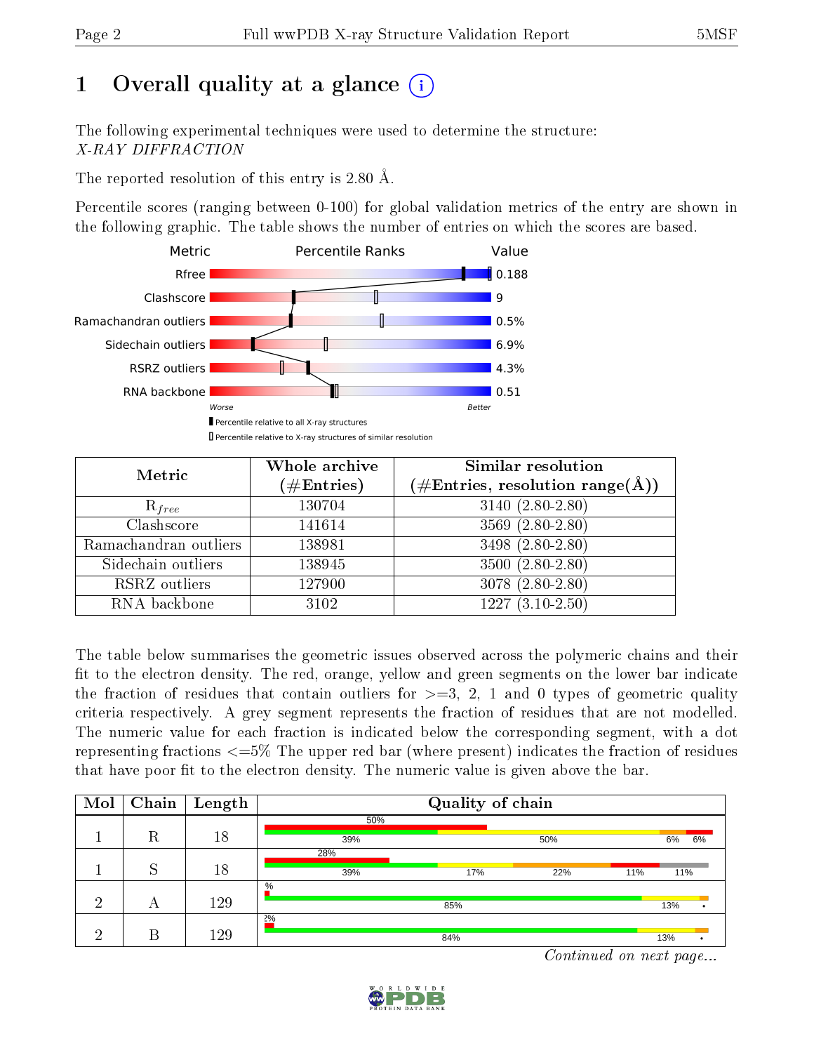# 1 Overall quality at a glance

The following experimental techniques were used to determine the structure: *X-RAY DIFFRACTION*

The reported resolution of this entry is 2.80 Å.

Percentile scores (ranging between 0-100) for global validation metrics of the entry are shown in the following graphic. The table shows the number of entries on which the scores are based.

| Metric | Value |
|---|---|
| Rfree | 0.188 |
| Clashscore | 9 |
| Ramachandran outliers | 0.5% |
| Sidechain outliers | 6.9% |
| RSRZ outliers | 4.3% |
| RNA backbone | 0.51 |

Worse — Better

Percentile relative to all X-ray structures

Percentile relative to X-ray structures of similar resolution

| Metric | Whole archive (#Entries) | Similar resolution (#Entries, resolution range(Å)) |
|---|---|---|
| $R_{free}$ | 130704 | 3140 (2.80-2.80) |
| Clashscore | 141614 | 3569 (2.80-2.80) |
| Ramachandran outliers | 138981 | 3498 (2.80-2.80) |
| Sidechain outliers | 138945 | 3500 (2.80-2.80) |
| RSRZ outliers | 127900 | 3078 (2.80-2.80) |
| RNA backbone | 3102 | 1227 (3.10-2.50) |

The table below summarises the geometric issues observed across the polymeric chains and their fit to the electron density. The red, orange, yellow and green segments on the lower bar indicate the fraction of residues that contain outliers for >=3, 2, 1 and 0 types of geometric quality criteria respectively. A grey segment represents the fraction of residues that are not modelled. The numeric value for each fraction is indicated below the corresponding segment, with a dot representing fractions <=5% The upper red bar (where present) indicates the fraction of residues that have poor fit to the electron density. The numeric value is given above the bar.

| Mol | Chain | Length | Quality of chain |
|---|---|---|---|
| 1 | R | 18 | 50% / 39%, 50%, 6%, 6% |
| 1 | S | 18 | 28% / 39%, 17%, 22%, 11%, 11% |
| 2 | A | 129 | % / 85%, 13%, • |
| 2 | B | 129 | 2% / 84%, 13%, • |

*Continued on next page...*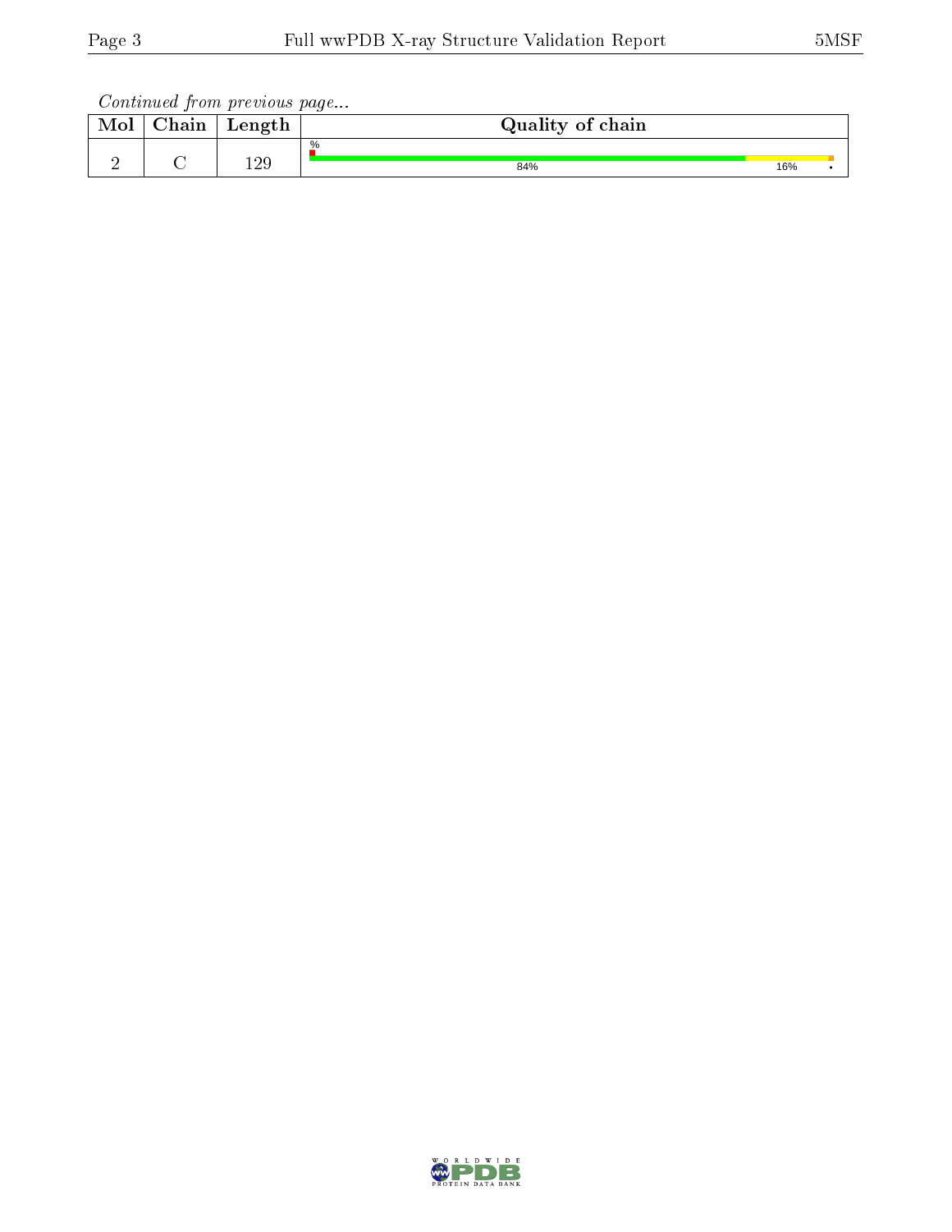*Continued from previous page...*

| Mol | Chain | Length | Quality of chain |
|---|---|---|---|
| 2 | C | 129 | % 84% 16% • |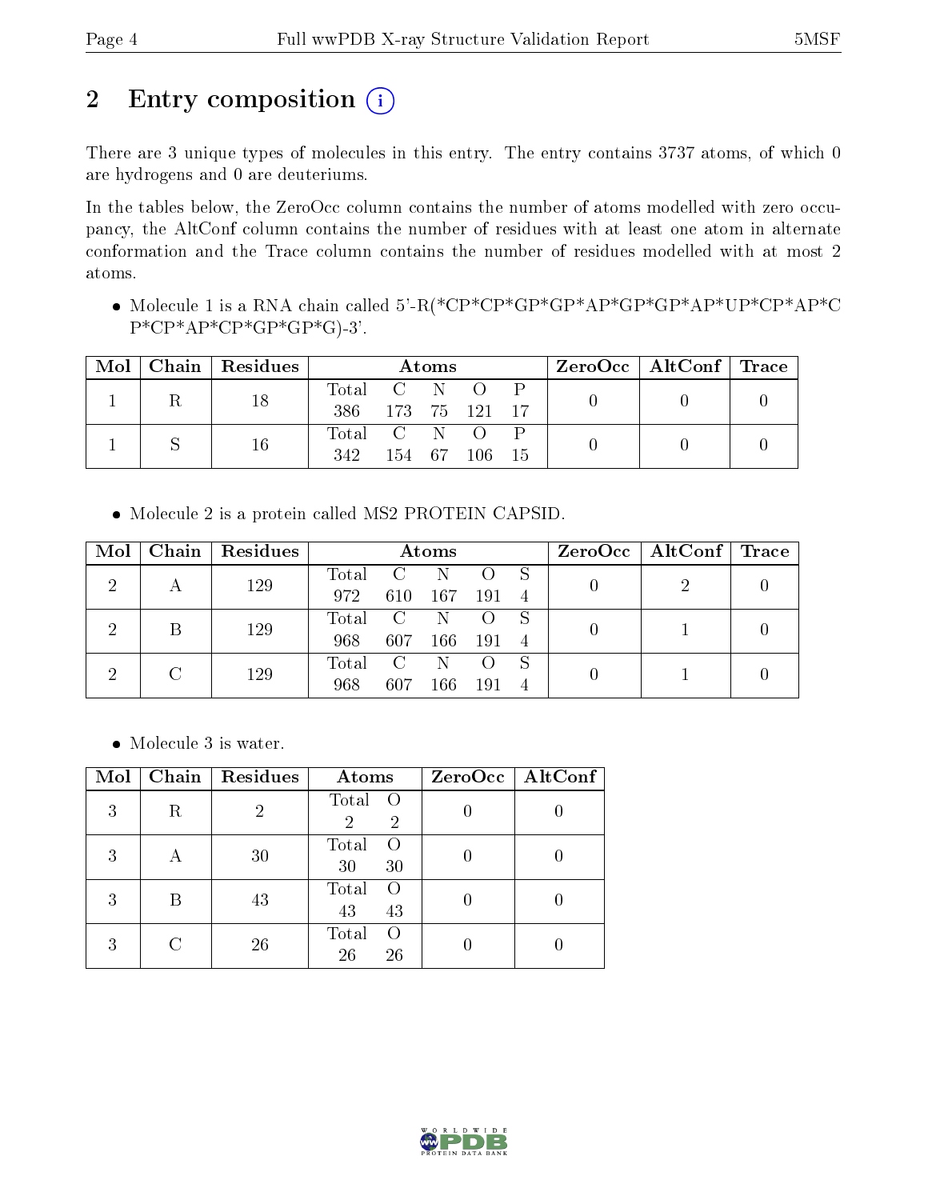# 2 Entry composition (i)

There are 3 unique types of molecules in this entry. The entry contains 3737 atoms, of which 0 are hydrogens and 0 are deuteriums.

In the tables below, the ZeroOcc column contains the number of atoms modelled with zero occupancy, the AltConf column contains the number of residues with at least one atom in alternate conformation and the Trace column contains the number of residues modelled with at most 2 atoms.

- Molecule 1 is a RNA chain called 5'-R(*CP*CP*GP*GP*AP*GP*GP*AP*UP*CP*AP*CP*CP*AP*CP*GP*GP*G)-3'.

| Mol | Chain | Residues | Atoms | | | | | ZeroOcc | AltConf | Trace |
|---|---|---|---|---|---|---|---|---|---|---|
| 1 | R | 18 | Total 386 | C 173 | N 75 | O 121 | P 17 | 0 | 0 | 0 |
| 1 | S | 16 | Total 342 | C 154 | N 67 | O 106 | P 15 | 0 | 0 | 0 |

- Molecule 2 is a protein called MS2 PROTEIN CAPSID.

| Mol | Chain | Residues | Atoms | | | | | ZeroOcc | AltConf | Trace |
|---|---|---|---|---|---|---|---|---|---|---|
| 2 | A | 129 | Total 972 | C 610 | N 167 | O 191 | S 4 | 0 | 2 | 0 |
| 2 | B | 129 | Total 968 | C 607 | N 166 | O 191 | S 4 | 0 | 1 | 0 |
| 2 | C | 129 | Total 968 | C 607 | N 166 | O 191 | S 4 | 0 | 1 | 0 |

- Molecule 3 is water.

| Mol | Chain | Residues | Atoms | | ZeroOcc | AltConf |
|---|---|---|---|---|---|---|
| 3 | R | 2 | Total 2 | O 2 | 0 | 0 |
| 3 | A | 30 | Total 30 | O 30 | 0 | 0 |
| 3 | B | 43 | Total 43 | O 43 | 0 | 0 |
| 3 | C | 26 | Total 26 | O 26 | 0 | 0 |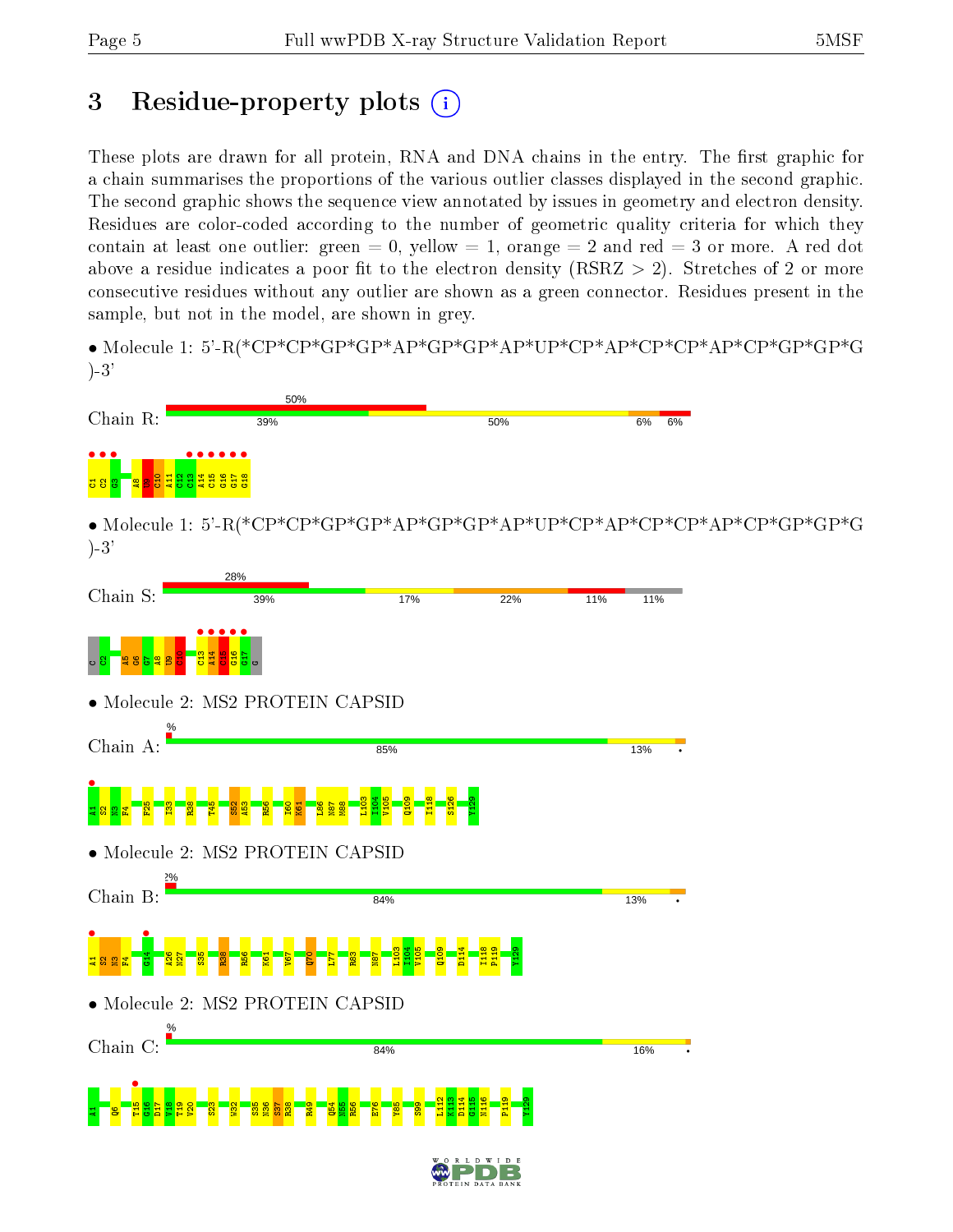# 3 Residue-property plots

These plots are drawn for all protein, RNA and DNA chains in the entry. The first graphic for a chain summarises the proportions of the various outlier classes displayed in the second graphic. The second graphic shows the sequence view annotated by issues in geometry and electron density. Residues are color-coded according to the number of geometric quality criteria for which they contain at least one outlier: green = 0, yellow = 1, orange = 2 and red = 3 or more. A red dot above a residue indicates a poor fit to the electron density (RSRZ > 2). Stretches of 2 or more consecutive residues without any outlier are shown as a green connector. Residues present in the sample, but not in the model, are shown in grey.

- Molecule 1: 5'-R(*CP*CP*GP*GP*AP*GP*GP*AP*UP*CP*AP*CP*CP*AP*CP*GP*GP*G)-3'

Chain R: 50% | 39% | 50% | 6% | 6%

C1 C2 G3 A8 U9 C10 A11 C12 C13 A14 C15 G16 G17 G18

- Molecule 1: 5'-R(*CP*CP*GP*GP*AP*GP*GP*AP*UP*CP*AP*CP*CP*AP*CP*GP*GP*G)-3'

Chain S: 28% | 39% | 17% | 22% | 11% | 11%

C C2 A5 G6 G7 A8 U9 C10 C13 A14 C15 G16 G17 G

- Molecule 2: MS2 PROTEIN CAPSID

Chain A: % | 85% | 13% | •

A1 S2 N3 F4 F25 I33 R38 T45 S52 A53 R56 I60 K61 L86 N87 N88 L103 I104 V105 Q109 I118 S126 Y129

- Molecule 2: MS2 PROTEIN CAPSID

Chain B: 2% | 84% | 13% | •

A1 S2 N3 F4 G14 A26 N27 S35 R38 R56 K61 V67 Q70 L77 R83 N87 L103 I104 V105 Q109 D114 I118 P119 Y129

- Molecule 2: MS2 PROTEIN CAPSID

Chain C: % | 84% | 16% | •

A1 Q6 T15 G16 D17 V18 T19 V20 S23 W32 S35 N36 S37 R38 R49 Q54 N55 R56 E76 Y85 S99 L112 K113 D114 G115 N116 P119 Y129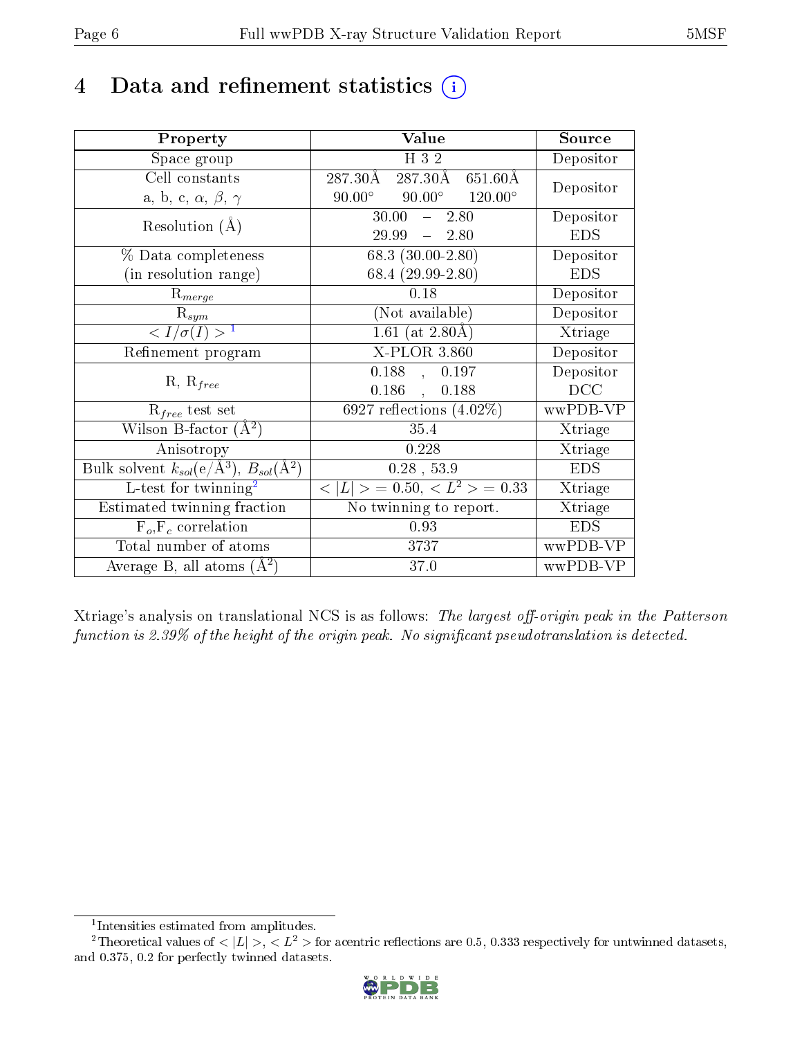# 4 Data and refinement statistics (i)

| Property | Value | Source |
|---|---|---|
| Space group | H 3 2 | Depositor |
| Cell constants<br>a, b, c, $\alpha$, $\beta$, $\gamma$ | 287.30Å 287.30Å 651.60Å<br>90.00° 90.00° 120.00° | Depositor |
| Resolution (Å) | 30.00 – 2.80<br>29.99 – 2.80 | Depositor<br>EDS |
| % Data completeness<br>(in resolution range) | 68.3 (30.00-2.80)<br>68.4 (29.99-2.80) | Depositor<br>EDS |
| $R_{merge}$ | 0.18 | Depositor |
| $R_{sym}$ | (Not available) | Depositor |
| $< I/\sigma(I) >$ [1] | 1.61 (at 2.80Å) | Xtriage |
| Refinement program | X-PLOR 3.860 | Depositor |
| R, $R_{free}$ | 0.188 , 0.197<br>0.186 , 0.188 | Depositor<br>DCC |
| $R_{free}$ test set | 6927 reflections (4.02%) | wwPDB-VP |
| Wilson B-factor (Å$^2$) | 35.4 | Xtriage |
| Anisotropy | 0.228 | Xtriage |
| Bulk solvent $k_{sol}$(e/Å$^3$), $B_{sol}$(Å$^2$) | 0.28 , 53.9 | EDS |
| L-test for twinning[2] | $< \|L\| > = 0.50$, $< L^2 > = 0.33$ | Xtriage |
| Estimated twinning fraction | No twinning to report. | Xtriage |
| $F_o$,$F_c$ correlation | 0.93 | EDS |
| Total number of atoms | 3737 | wwPDB-VP |
| Average B, all atoms (Å$^2$) | 37.0 | wwPDB-VP |

Xtriage's analysis on translational NCS is as follows: *The largest off-origin peak in the Patterson function is 2.39% of the height of the origin peak. No significant pseudotranslation is detected.*

[1] Intensities estimated from amplitudes.

[2] Theoretical values of $< |L| >$, $< L^2 >$ for acentric reflections are 0.5, 0.333 respectively for untwinned datasets, and 0.375, 0.2 for perfectly twinned datasets.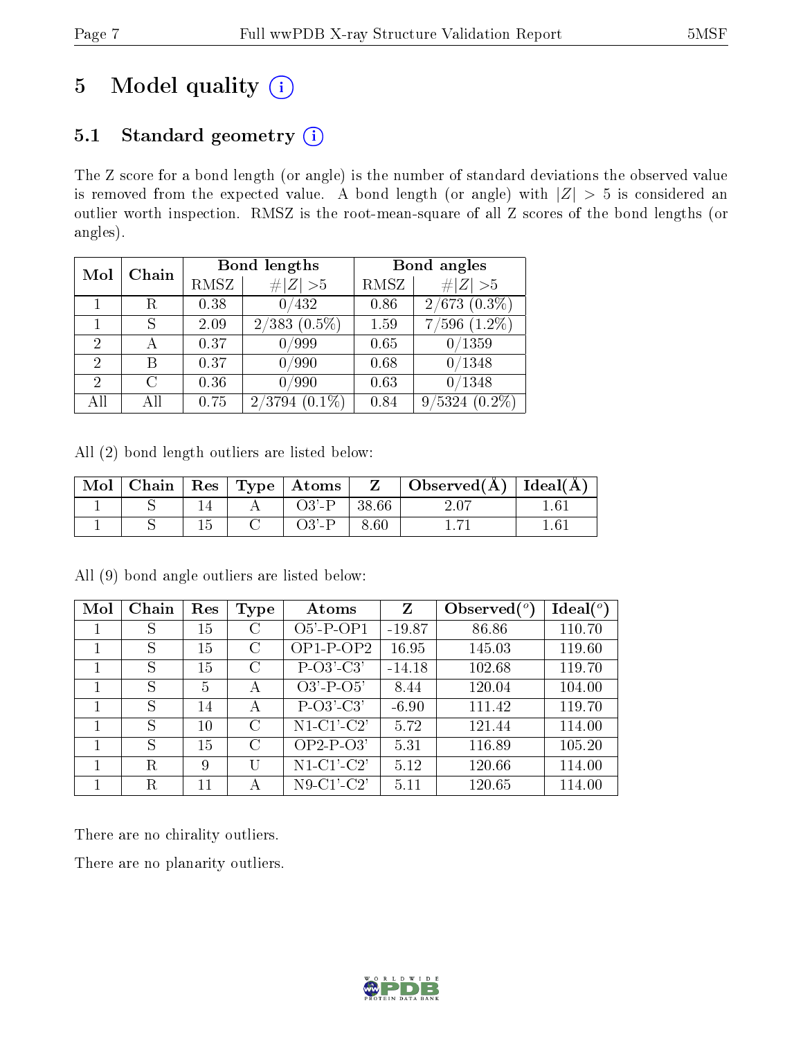# 5 Model quality (i)

## 5.1 Standard geometry (i)

The Z score for a bond length (or angle) is the number of standard deviations the observed value is removed from the expected value. A bond length (or angle) with $|Z| > 5$ is considered an outlier worth inspection. RMSZ is the root-mean-square of all Z scores of the bond lengths (or angles).

| Mol | Chain | Bond lengths | | Bond angles | |
|---|---|---|---|---|---|
| | | RMSZ | #\|Z\| >5 | RMSZ | #\|Z\| >5 |
| 1 | R | 0.38 | 0/432 | 0.86 | 2/673 (0.3%) |
| 1 | S | 2.09 | 2/383 (0.5%) | 1.59 | 7/596 (1.2%) |
| 2 | A | 0.37 | 0/999 | 0.65 | 0/1359 |
| 2 | B | 0.37 | 0/990 | 0.68 | 0/1348 |
| 2 | C | 0.36 | 0/990 | 0.63 | 0/1348 |
| All | All | 0.75 | 2/3794 (0.1%) | 0.84 | 9/5324 (0.2%) |

All (2) bond length outliers are listed below:

| Mol | Chain | Res | Type | Atoms | Z | Observed(Å) | Ideal(Å) |
|---|---|---|---|---|---|---|---|
| 1 | S | 14 | A | O3'-P | 38.66 | 2.07 | 1.61 |
| 1 | S | 15 | C | O3'-P | 8.60 | 1.71 | 1.61 |

All (9) bond angle outliers are listed below:

| Mol | Chain | Res | Type | Atoms | Z | Observed($^o$) | Ideal($^o$) |
|---|---|---|---|---|---|---|---|
| 1 | S | 15 | C | O5'-P-OP1 | -19.87 | 86.86 | 110.70 |
| 1 | S | 15 | C | OP1-P-OP2 | 16.95 | 145.03 | 119.60 |
| 1 | S | 15 | C | P-O3'-C3' | -14.18 | 102.68 | 119.70 |
| 1 | S | 5 | A | O3'-P-O5' | 8.44 | 120.04 | 104.00 |
| 1 | S | 14 | A | P-O3'-C3' | -6.90 | 111.42 | 119.70 |
| 1 | S | 10 | C | N1-C1'-C2' | 5.72 | 121.44 | 114.00 |
| 1 | S | 15 | C | OP2-P-O3' | 5.31 | 116.89 | 105.20 |
| 1 | R | 9 | U | N1-C1'-C2' | 5.12 | 120.66 | 114.00 |
| 1 | R | 11 | A | N9-C1'-C2' | 5.11 | 120.65 | 114.00 |

There are no chirality outliers.

There are no planarity outliers.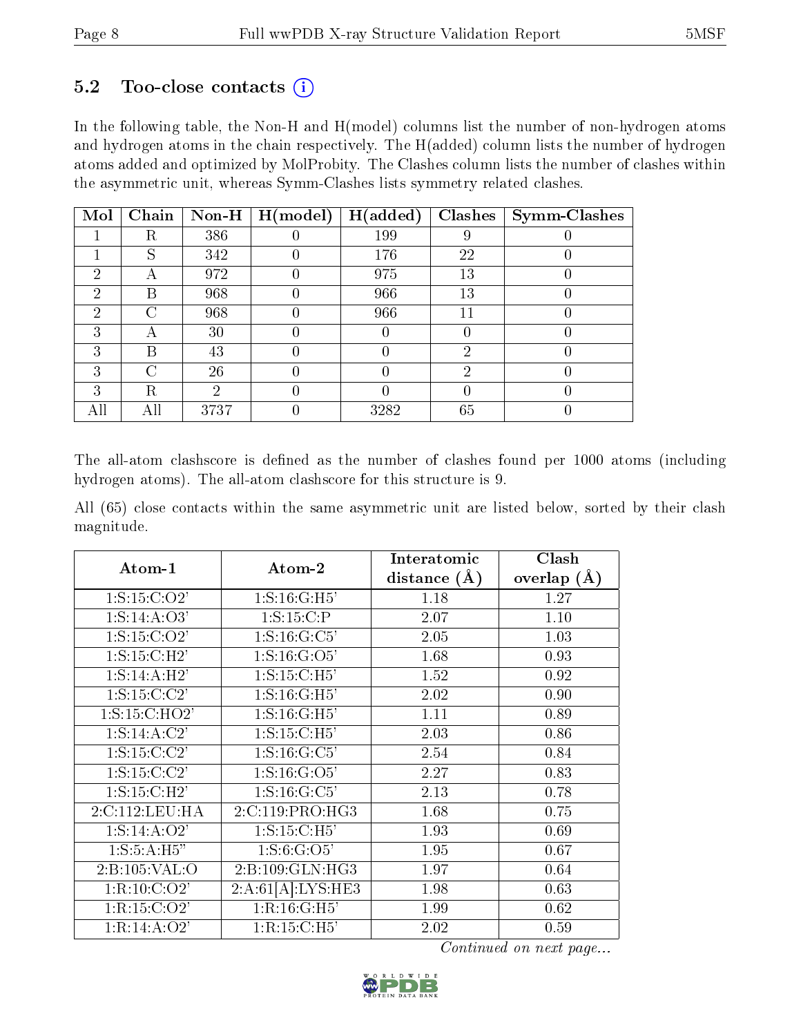## 5.2 Too-close contacts (i)

In the following table, the Non-H and H(model) columns list the number of non-hydrogen atoms and hydrogen atoms in the chain respectively. The H(added) column lists the number of hydrogen atoms added and optimized by MolProbity. The Clashes column lists the number of clashes within the asymmetric unit, whereas Symm-Clashes lists symmetry related clashes.

| Mol | Chain | Non-H | H(model) | H(added) | Clashes | Symm-Clashes |
|---|---|---|---|---|---|---|
| 1 | R | 386 | 0 | 199 | 9 | 0 |
| 1 | S | 342 | 0 | 176 | 22 | 0 |
| 2 | A | 972 | 0 | 975 | 13 | 0 |
| 2 | B | 968 | 0 | 966 | 13 | 0 |
| 2 | C | 968 | 0 | 966 | 11 | 0 |
| 3 | A | 30 | 0 | 0 | 0 | 0 |
| 3 | B | 43 | 0 | 0 | 2 | 0 |
| 3 | C | 26 | 0 | 0 | 2 | 0 |
| 3 | R | 2 | 0 | 0 | 0 | 0 |
| All | All | 3737 | 0 | 3282 | 65 | 0 |

The all-atom clashscore is defined as the number of clashes found per 1000 atoms (including hydrogen atoms). The all-atom clashscore for this structure is 9.

All (65) close contacts within the same asymmetric unit are listed below, sorted by their clash magnitude.

| Atom-1 | Atom-2 | Interatomic distance (Å) | Clash overlap (Å) |
|---|---|---|---|
| 1:S:15:C:O2' | 1:S:16:G:H5' | 1.18 | 1.27 |
| 1:S:14:A:O3' | 1:S:15:C:P | 2.07 | 1.10 |
| 1:S:15:C:O2' | 1:S:16:G:C5' | 2.05 | 1.03 |
| 1:S:15:C:H2' | 1:S:16:G:O5' | 1.68 | 0.93 |
| 1:S:14:A:H2' | 1:S:15:C:H5' | 1.52 | 0.92 |
| 1:S:15:C:C2' | 1:S:16:G:H5' | 2.02 | 0.90 |
| 1:S:15:C:HO2' | 1:S:16:G:H5' | 1.11 | 0.89 |
| 1:S:14:A:C2' | 1:S:15:C:H5' | 2.03 | 0.86 |
| 1:S:15:C:C2' | 1:S:16:G:C5' | 2.54 | 0.84 |
| 1:S:15:C:C2' | 1:S:16:G:O5' | 2.27 | 0.83 |
| 1:S:15:C:H2' | 1:S:16:G:C5' | 2.13 | 0.78 |
| 2:C:112:LEU:HA | 2:C:119:PRO:HG3 | 1.68 | 0.75 |
| 1:S:14:A:O2' | 1:S:15:C:H5' | 1.93 | 0.69 |
| 1:S:5:A:H5" | 1:S:6:G:O5' | 1.95 | 0.67 |
| 2:B:105:VAL:O | 2:B:109:GLN:HG3 | 1.97 | 0.64 |
| 1:R:10:C:O2' | 2:A:61[A]:LYS:HE3 | 1.98 | 0.63 |
| 1:R:15:C:O2' | 1:R:16:G:H5' | 1.99 | 0.62 |
| 1:R:14:A:O2' | 1:R:15:C:H5' | 2.02 | 0.59 |

*Continued on next page...*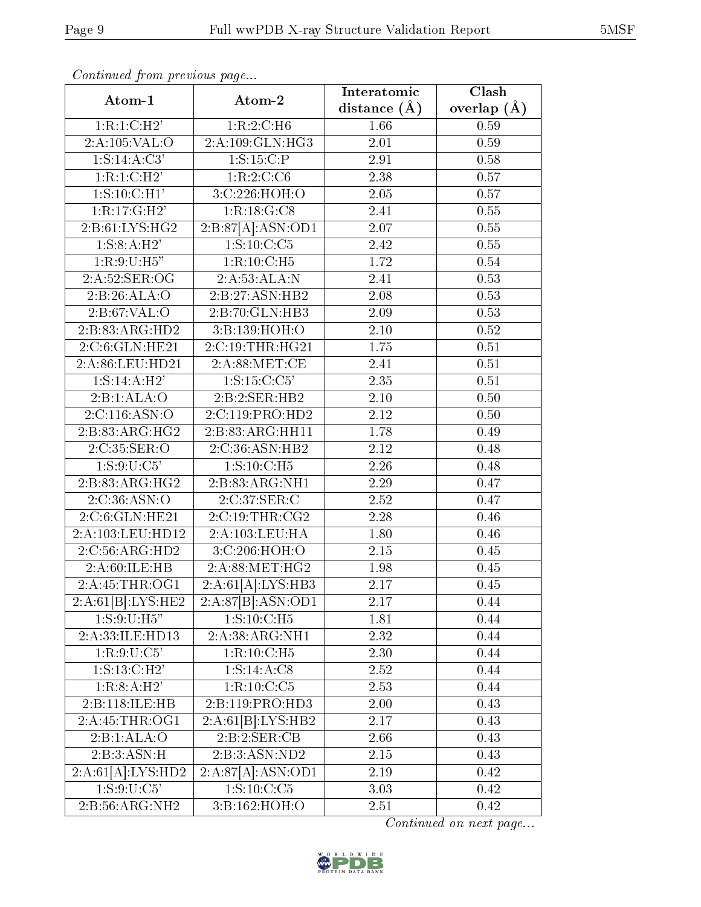*Continued from previous page...*

| Atom-1 | Atom-2 | Interatomic distance (Å) | Clash overlap (Å) |
| --- | --- | --- | --- |
| 1:R:1:C:H2' | 1:R:2:C:H6 | 1.66 | 0.59 |
| 2:A:105:VAL:O | 2:A:109:GLN:HG3 | 2.01 | 0.59 |
| 1:S:14:A:C3' | 1:S:15:C:P | 2.91 | 0.58 |
| 1:R:1:C:H2' | 1:R:2:C:C6 | 2.38 | 0.57 |
| 1:S:10:C:H1' | 3:C:226:HOH:O | 2.05 | 0.57 |
| 1:R:17:G:H2' | 1:R:18:G:C8 | 2.41 | 0.55 |
| 2:B:61:LYS:HG2 | 2:B:87[A]:ASN:OD1 | 2.07 | 0.55 |
| 1:S:8:A:H2' | 1:S:10:C:C5 | 2.42 | 0.55 |
| 1:R:9:U:H5" | 1:R:10:C:H5 | 1.72 | 0.54 |
| 2:A:52:SER:OG | 2:A:53:ALA:N | 2.41 | 0.53 |
| 2:B:26:ALA:O | 2:B:27:ASN:HB2 | 2.08 | 0.53 |
| 2:B:67:VAL:O | 2:B:70:GLN:HB3 | 2.09 | 0.53 |
| 2:B:83:ARG:HD2 | 3:B:139:HOH:O | 2.10 | 0.52 |
| 2:C:6:GLN:HE21 | 2:C:19:THR:HG21 | 1.75 | 0.51 |
| 2:A:86:LEU:HD21 | 2:A:88:MET:CE | 2.41 | 0.51 |
| 1:S:14:A:H2' | 1:S:15:C:C5' | 2.35 | 0.51 |
| 2:B:1:ALA:O | 2:B:2:SER:HB2 | 2.10 | 0.50 |
| 2:C:116:ASN:O | 2:C:119:PRO:HD2 | 2.12 | 0.50 |
| 2:B:83:ARG:HG2 | 2:B:83:ARG:HH11 | 1.78 | 0.49 |
| 2:C:35:SER:O | 2:C:36:ASN:HB2 | 2.12 | 0.48 |
| 1:S:9:U:C5' | 1:S:10:C:H5 | 2.26 | 0.48 |
| 2:B:83:ARG:HG2 | 2:B:83:ARG:NH1 | 2.29 | 0.47 |
| 2:C:36:ASN:O | 2:C:37:SER:C | 2.52 | 0.47 |
| 2:C:6:GLN:HE21 | 2:C:19:THR:CG2 | 2.28 | 0.46 |
| 2:A:103:LEU:HD12 | 2:A:103:LEU:HA | 1.80 | 0.46 |
| 2:C:56:ARG:HD2 | 3:C:206:HOH:O | 2.15 | 0.45 |
| 2:A:60:ILE:HB | 2:A:88:MET:HG2 | 1.98 | 0.45 |
| 2:A:45:THR:OG1 | 2:A:61[A]:LYS:HB3 | 2.17 | 0.45 |
| 2:A:61[B]:LYS:HE2 | 2:A:87[B]:ASN:OD1 | 2.17 | 0.44 |
| 1:S:9:U:H5" | 1:S:10:C:H5 | 1.81 | 0.44 |
| 2:A:33:ILE:HD13 | 2:A:38:ARG:NH1 | 2.32 | 0.44 |
| 1:R:9:U:C5' | 1:R:10:C:H5 | 2.30 | 0.44 |
| 1:S:13:C:H2' | 1:S:14:A:C8 | 2.52 | 0.44 |
| 1:R:8:A:H2' | 1:R:10:C:C5 | 2.53 | 0.44 |
| 2:B:118:ILE:HB | 2:B:119:PRO:HD3 | 2.00 | 0.43 |
| 2:A:45:THR:OG1 | 2:A:61[B]:LYS:HB2 | 2.17 | 0.43 |
| 2:B:1:ALA:O | 2:B:2:SER:CB | 2.66 | 0.43 |
| 2:B:3:ASN:H | 2:B:3:ASN:ND2 | 2.15 | 0.43 |
| 2:A:61[A]:LYS:HD2 | 2:A:87[A]:ASN:OD1 | 2.19 | 0.42 |
| 1:S:9:U:C5' | 1:S:10:C:C5 | 3.03 | 0.42 |
| 2:B:56:ARG:NH2 | 3:B:162:HOH:O | 2.51 | 0.42 |

*Continued on next page...*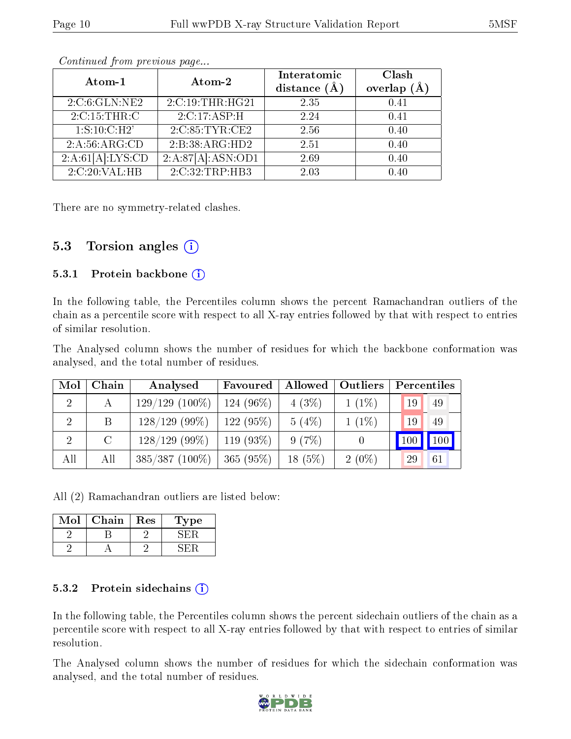*Continued from previous page...*

| Atom-1 | Atom-2 | Interatomic distance (Å) | Clash overlap (Å) |
|---|---|---|---|
| 2:C:6:GLN:NE2 | 2:C:19:THR:HG21 | 2.35 | 0.41 |
| 2:C:15:THR:C | 2:C:17:ASP:H | 2.24 | 0.41 |
| 1:S:10:C:H2' | 2:C:85:TYR:CE2 | 2.56 | 0.40 |
| 2:A:56:ARG:CD | 2:B:38:ARG:HD2 | 2.51 | 0.40 |
| 2:A:61[A]:LYS:CD | 2:A:87[A]:ASN:OD1 | 2.69 | 0.40 |
| 2:C:20:VAL:HB | 2:C:32:TRP:HB3 | 2.03 | 0.40 |

There are no symmetry-related clashes.

## 5.3 Torsion angles

### 5.3.1 Protein backbone

In the following table, the Percentiles column shows the percent Ramachandran outliers of the chain as a percentile score with respect to all X-ray entries followed by that with respect to entries of similar resolution.

The Analysed column shows the number of residues for which the backbone conformation was analysed, and the total number of residues.

| Mol | Chain | Analysed | Favoured | Allowed | Outliers | Percentiles | |
|---|---|---|---|---|---|---|---|
| 2 | A | 129/129 (100%) | 124 (96%) | 4 (3%) | 1 (1%) | 19 | 49 |
| 2 | B | 128/129 (99%) | 122 (95%) | 5 (4%) | 1 (1%) | 19 | 49 |
| 2 | C | 128/129 (99%) | 119 (93%) | 9 (7%) | 0 | 100 | 100 |
| All | All | 385/387 (100%) | 365 (95%) | 18 (5%) | 2 (0%) | 29 | 61 |

All (2) Ramachandran outliers are listed below:

| Mol | Chain | Res | Type |
|---|---|---|---|
| 2 | B | 2 | SER |
| 2 | A | 2 | SER |

### 5.3.2 Protein sidechains

In the following table, the Percentiles column shows the percent sidechain outliers of the chain as a percentile score with respect to all X-ray entries followed by that with respect to entries of similar resolution.

The Analysed column shows the number of residues for which the sidechain conformation was analysed, and the total number of residues.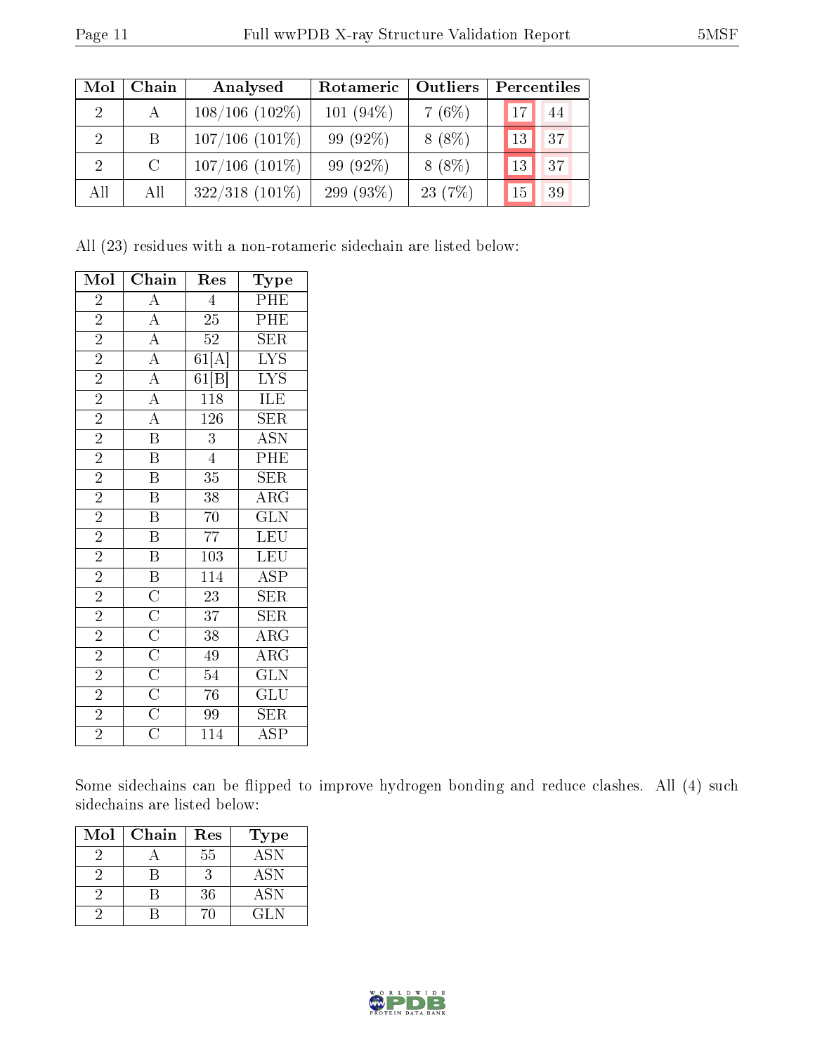| Mol | Chain | Analysed | Rotameric | Outliers | Percentiles | |
|---|---|---|---|---|---|---|
| 2 | A | 108/106 (102%) | 101 (94%) | 7 (6%) | 17 | 44 |
| 2 | B | 107/106 (101%) | 99 (92%) | 8 (8%) | 13 | 37 |
| 2 | C | 107/106 (101%) | 99 (92%) | 8 (8%) | 13 | 37 |
| All | All | 322/318 (101%) | 299 (93%) | 23 (7%) | 15 | 39 |

All (23) residues with a non-rotameric sidechain are listed below:

| Mol | Chain | Res | Type |
|---|---|---|---|
| 2 | A | 4 | PHE |
| 2 | A | 25 | PHE |
| 2 | A | 52 | SER |
| 2 | A | 61[A] | LYS |
| 2 | A | 61[B] | LYS |
| 2 | A | 118 | ILE |
| 2 | A | 126 | SER |
| 2 | B | 3 | ASN |
| 2 | B | 4 | PHE |
| 2 | B | 35 | SER |
| 2 | B | 38 | ARG |
| 2 | B | 70 | GLN |
| 2 | B | 77 | LEU |
| 2 | B | 103 | LEU |
| 2 | B | 114 | ASP |
| 2 | C | 23 | SER |
| 2 | C | 37 | SER |
| 2 | C | 38 | ARG |
| 2 | C | 49 | ARG |
| 2 | C | 54 | GLN |
| 2 | C | 76 | GLU |
| 2 | C | 99 | SER |
| 2 | C | 114 | ASP |

Some sidechains can be flipped to improve hydrogen bonding and reduce clashes. All (4) such sidechains are listed below:

| Mol | Chain | Res | Type |
|---|---|---|---|
| 2 | A | 55 | ASN |
| 2 | B | 3 | ASN |
| 2 | B | 36 | ASN |
| 2 | B | 70 | GLN |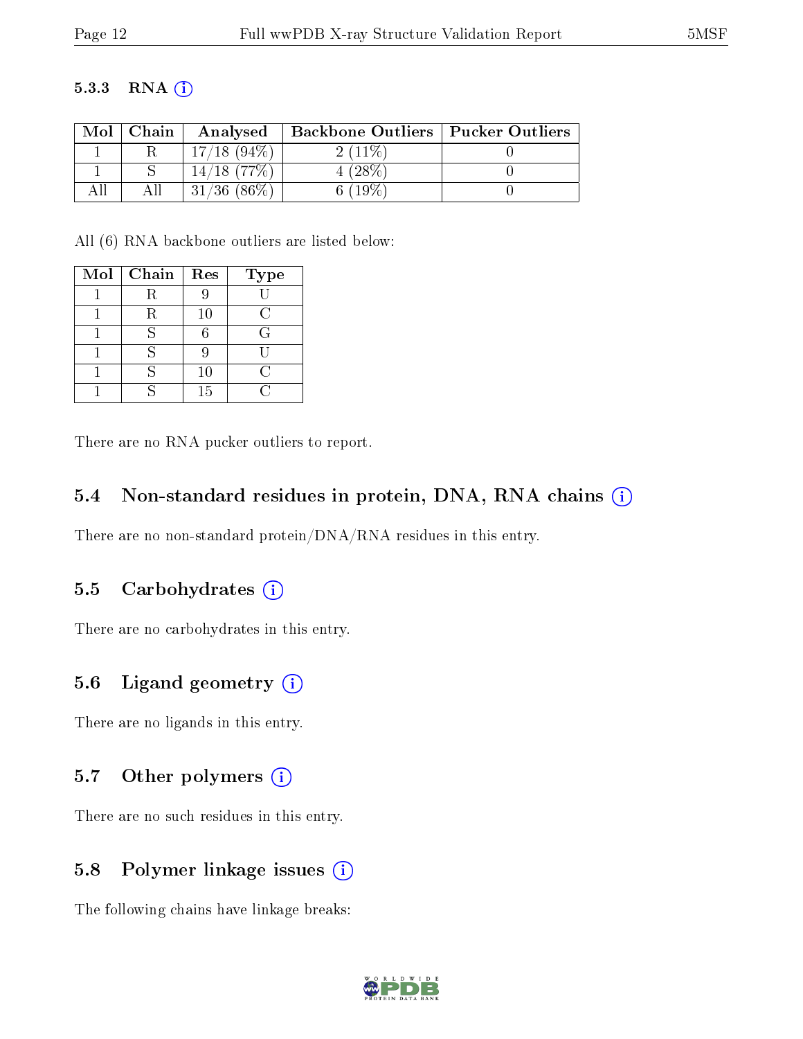### 5.3.3 RNA (i)

| Mol | Chain | Analysed | Backbone Outliers | Pucker Outliers |
|---|---|---|---|---|
| 1 | R | 17/18 (94%) | 2 (11%) | 0 |
| 1 | S | 14/18 (77%) | 4 (28%) | 0 |
| All | All | 31/36 (86%) | 6 (19%) | 0 |

All (6) RNA backbone outliers are listed below:

| Mol | Chain | Res | Type |
|---|---|---|---|
| 1 | R | 9 | U |
| 1 | R | 10 | C |
| 1 | S | 6 | G |
| 1 | S | 9 | U |
| 1 | S | 10 | C |
| 1 | S | 15 | C |

There are no RNA pucker outliers to report.

## 5.4 Non-standard residues in protein, DNA, RNA chains (i)

There are no non-standard protein/DNA/RNA residues in this entry.

## 5.5 Carbohydrates (i)

There are no carbohydrates in this entry.

## 5.6 Ligand geometry (i)

There are no ligands in this entry.

## 5.7 Other polymers (i)

There are no such residues in this entry.

## 5.8 Polymer linkage issues (i)

The following chains have linkage breaks: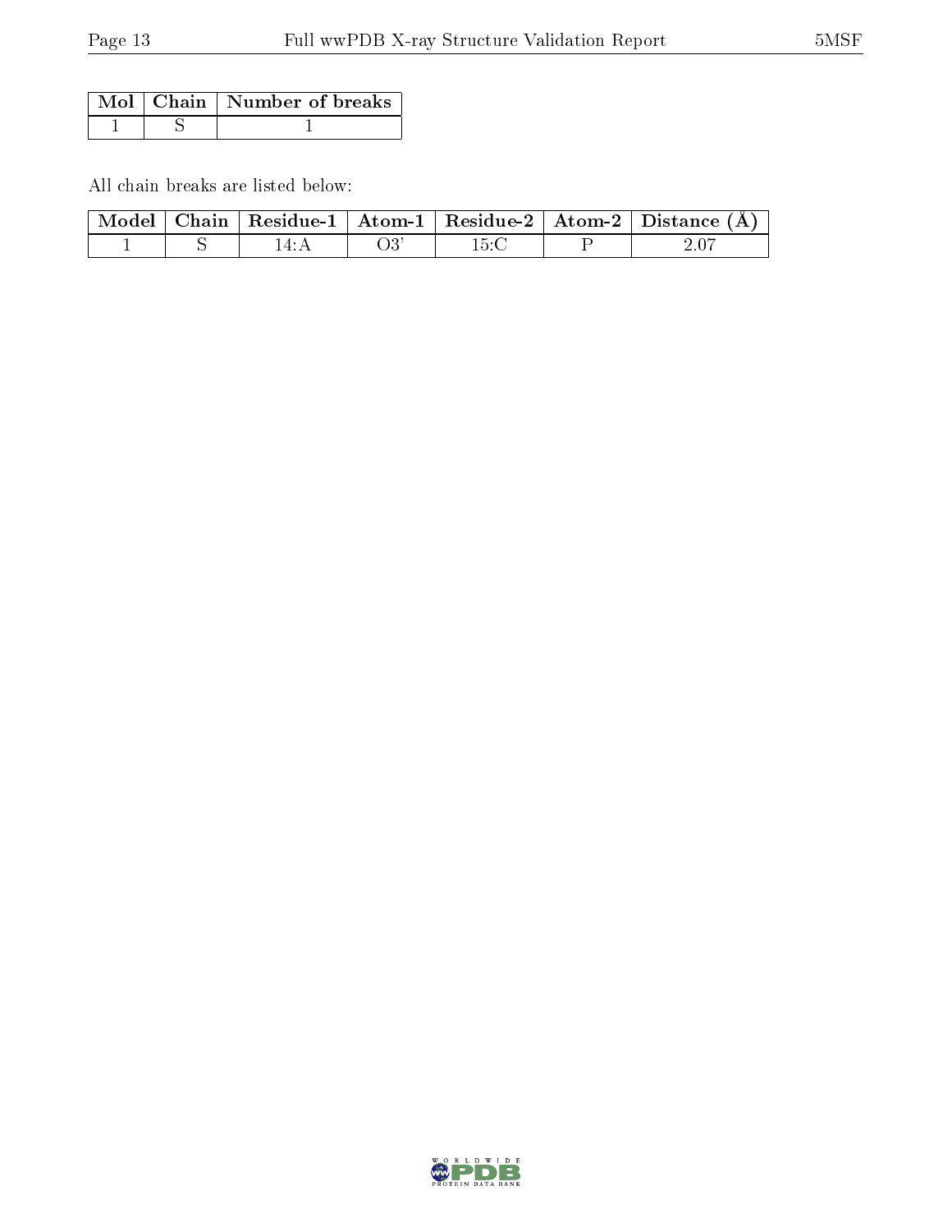| Mol | Chain | Number of breaks |
|---|---|---|
| 1 | S | 1 |

All chain breaks are listed below:

| Model | Chain | Residue-1 | Atom-1 | Residue-2 | Atom-2 | Distance (Å) |
|---|---|---|---|---|---|---|
| 1 | S | 14:A | O3' | 15:C | P | 2.07 |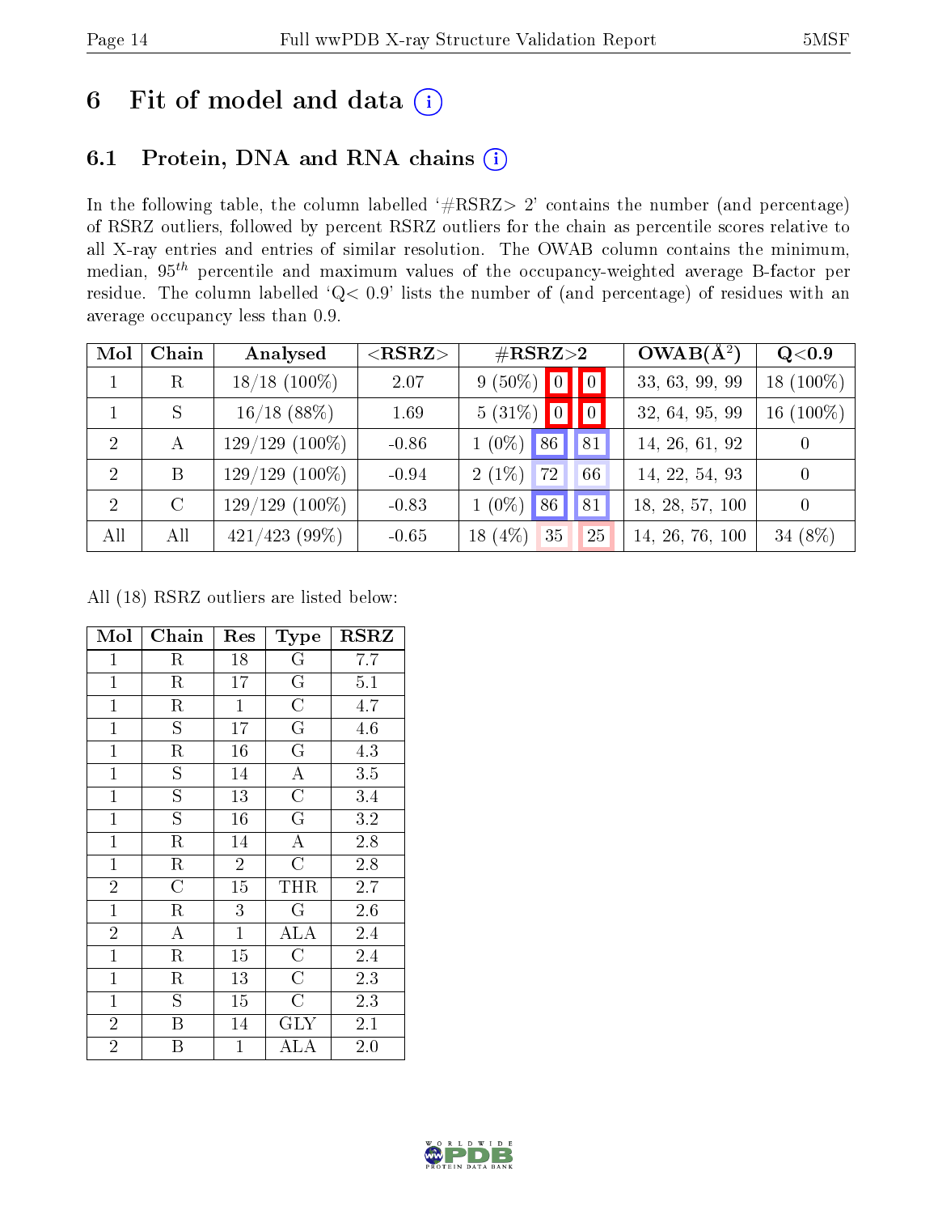# 6 Fit of model and data (i)

## 6.1 Protein, DNA and RNA chains (i)

In the following table, the column labelled '#RSRZ> 2' contains the number (and percentage) of RSRZ outliers, followed by percent RSRZ outliers for the chain as percentile scores relative to all X-ray entries and entries of similar resolution. The OWAB column contains the minimum, median, $95^{th}$ percentile and maximum values of the occupancy-weighted average B-factor per residue. The column labelled 'Q< 0.9' lists the number of (and percentage) of residues with an average occupancy less than 0.9.

| Mol | Chain | Analysed | <RSRZ> | #RSRZ>2 | | | OWAB(Å$^2$) | Q<0.9 |
|---|---|---|---|---|---|---|---|---|
| 1 | R | 18/18 (100%) | 2.07 | 9 (50%) | 0 | 0 | 33, 63, 99, 99 | 18 (100%) |
| 1 | S | 16/18 (88%) | 1.69 | 5 (31%) | 0 | 0 | 32, 64, 95, 99 | 16 (100%) |
| 2 | A | 129/129 (100%) | -0.86 | 1 (0%) | 86 | 81 | 14, 26, 61, 92 | 0 |
| 2 | B | 129/129 (100%) | -0.94 | 2 (1%) | 72 | 66 | 14, 22, 54, 93 | 0 |
| 2 | C | 129/129 (100%) | -0.83 | 1 (0%) | 86 | 81 | 18, 28, 57, 100 | 0 |
| All | All | 421/423 (99%) | -0.65 | 18 (4%) | 35 | 25 | 14, 26, 76, 100 | 34 (8%) |

All (18) RSRZ outliers are listed below:

| Mol | Chain | Res | Type | RSRZ |
|---|---|---|---|---|
| 1 | R | 18 | G | 7.7 |
| 1 | R | 17 | G | 5.1 |
| 1 | R | 1 | C | 4.7 |
| 1 | S | 17 | G | 4.6 |
| 1 | R | 16 | G | 4.3 |
| 1 | S | 14 | A | 3.5 |
| 1 | S | 13 | C | 3.4 |
| 1 | S | 16 | G | 3.2 |
| 1 | R | 14 | A | 2.8 |
| 1 | R | 2 | C | 2.8 |
| 2 | C | 15 | THR | 2.7 |
| 1 | R | 3 | G | 2.6 |
| 2 | A | 1 | ALA | 2.4 |
| 1 | R | 15 | C | 2.4 |
| 1 | R | 13 | C | 2.3 |
| 1 | S | 15 | C | 2.3 |
| 2 | B | 14 | GLY | 2.1 |
| 2 | B | 1 | ALA | 2.0 |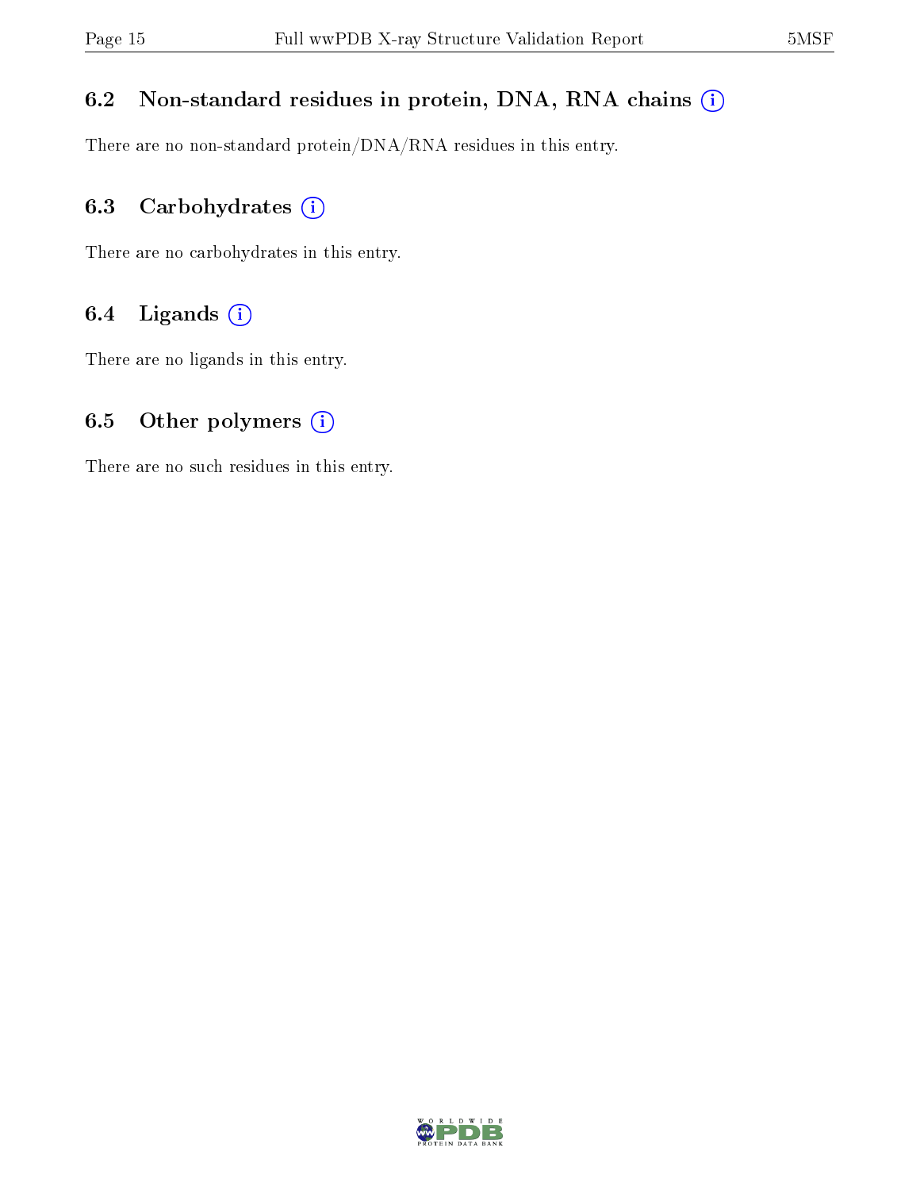### 6.2 Non-standard residues in protein, DNA, RNA chains (i)

There are no non-standard protein/DNA/RNA residues in this entry.

### 6.3 Carbohydrates (i)

There are no carbohydrates in this entry.

### 6.4 Ligands (i)

There are no ligands in this entry.

### 6.5 Other polymers (i)

There are no such residues in this entry.